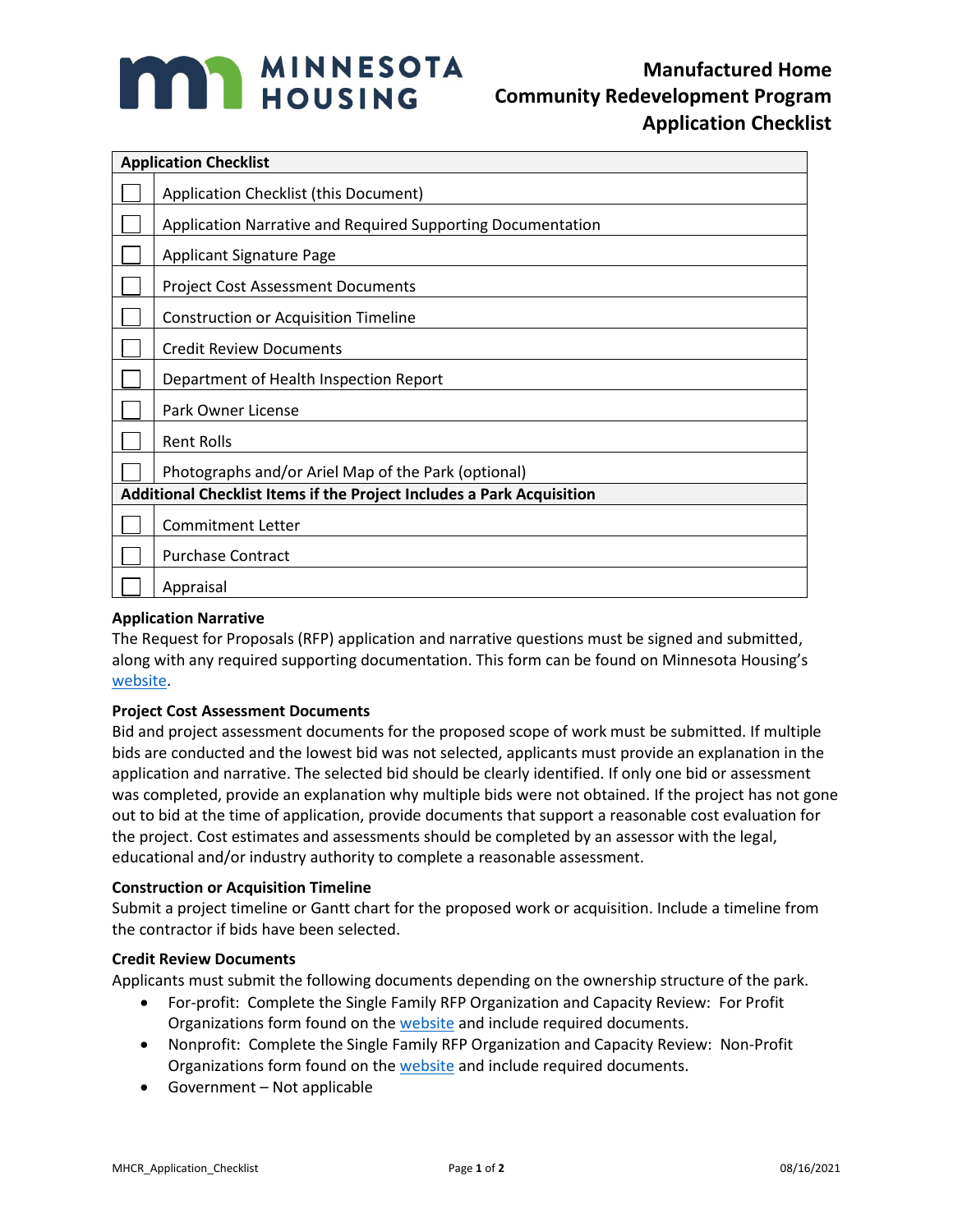# Minnesota Housing

## Manufactured Home Community Redevelopment Program Application Checklist

| Application Checklist | |
|---|---|
| ☐ | Application Checklist (this Document) |
| ☐ | Application Narrative and Required Supporting Documentation |
| ☐ | Applicant Signature Page |
| ☐ | Project Cost Assessment Documents |
| ☐ | Construction or Acquisition Timeline |
| ☐ | Credit Review Documents |
| ☐ | Department of Health Inspection Report |
| ☐ | Park Owner License |
| ☐ | Rent Rolls |
| ☐ | Photographs and/or Ariel Map of the Park (optional) |
| **Additional Checklist Items if the Project Includes a Park Acquisition** | |
| ☐ | Commitment Letter |
| ☐ | Purchase Contract |
| ☐ | Appraisal |

**Application Narrative**

The Request for Proposals (RFP) application and narrative questions must be signed and submitted, along with any required supporting documentation. This form can be found on Minnesota Housing's website.

**Project Cost Assessment Documents**

Bid and project assessment documents for the proposed scope of work must be submitted. If multiple bids are conducted and the lowest bid was not selected, applicants must provide an explanation in the application and narrative. The selected bid should be clearly identified. If only one bid or assessment was completed, provide an explanation why multiple bids were not obtained. If the project has not gone out to bid at the time of application, provide documents that support a reasonable cost evaluation for the project. Cost estimates and assessments should be completed by an assessor with the legal, educational and/or industry authority to complete a reasonable assessment.

**Construction or Acquisition Timeline**

Submit a project timeline or Gantt chart for the proposed work or acquisition. Include a timeline from the contractor if bids have been selected.

**Credit Review Documents**

Applicants must submit the following documents depending on the ownership structure of the park.

- For-profit: Complete the Single Family RFP Organization and Capacity Review: For Profit Organizations form found on the website and include required documents.
- Nonprofit: Complete the Single Family RFP Organization and Capacity Review: Non-Profit Organizations form found on the website and include required documents.
- Government – Not applicable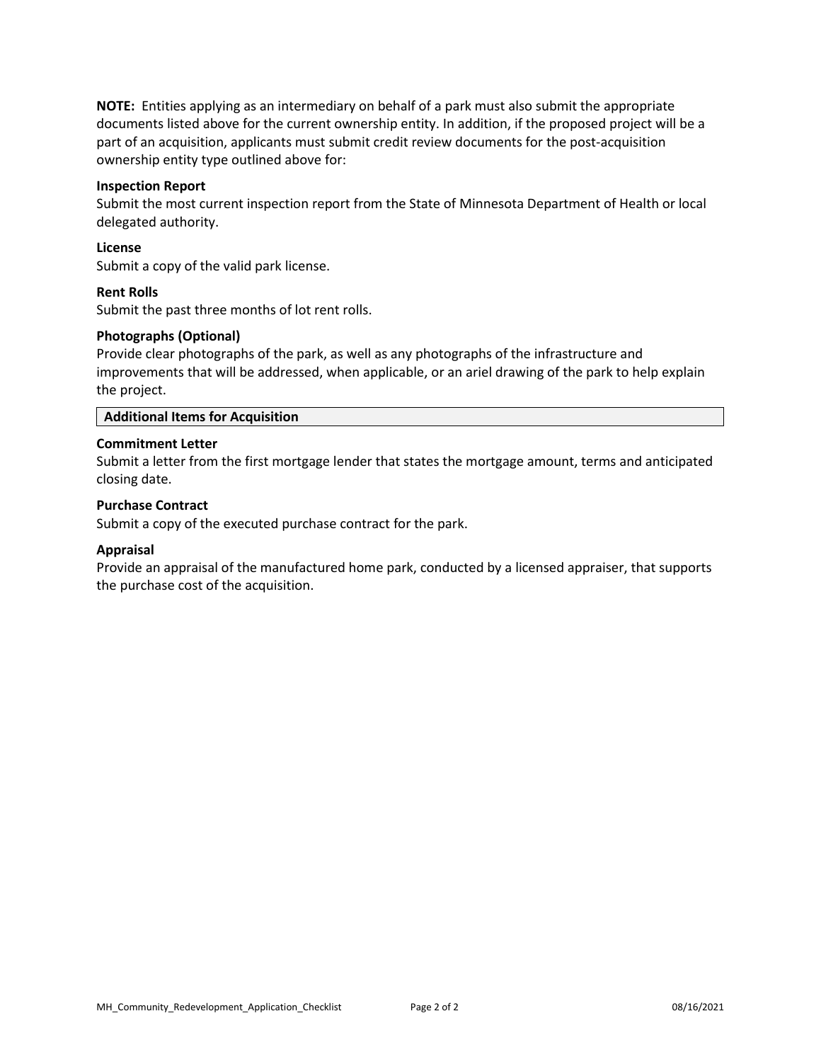**NOTE:** Entities applying as an intermediary on behalf of a park must also submit the appropriate documents listed above for the current ownership entity. In addition, if the proposed project will be a part of an acquisition, applicants must submit credit review documents for the post-acquisition ownership entity type outlined above for:

**Inspection Report**
Submit the most current inspection report from the State of Minnesota Department of Health or local delegated authority.

**License**
Submit a copy of the valid park license.

**Rent Rolls**
Submit the past three months of lot rent rolls.

**Photographs (Optional)**
Provide clear photographs of the park, as well as any photographs of the infrastructure and improvements that will be addressed, when applicable, or an ariel drawing of the park to help explain the project.

## Additional Items for Acquisition

**Commitment Letter**
Submit a letter from the first mortgage lender that states the mortgage amount, terms and anticipated closing date.

**Purchase Contract**
Submit a copy of the executed purchase contract for the park.

**Appraisal**
Provide an appraisal of the manufactured home park, conducted by a licensed appraiser, that supports the purchase cost of the acquisition.